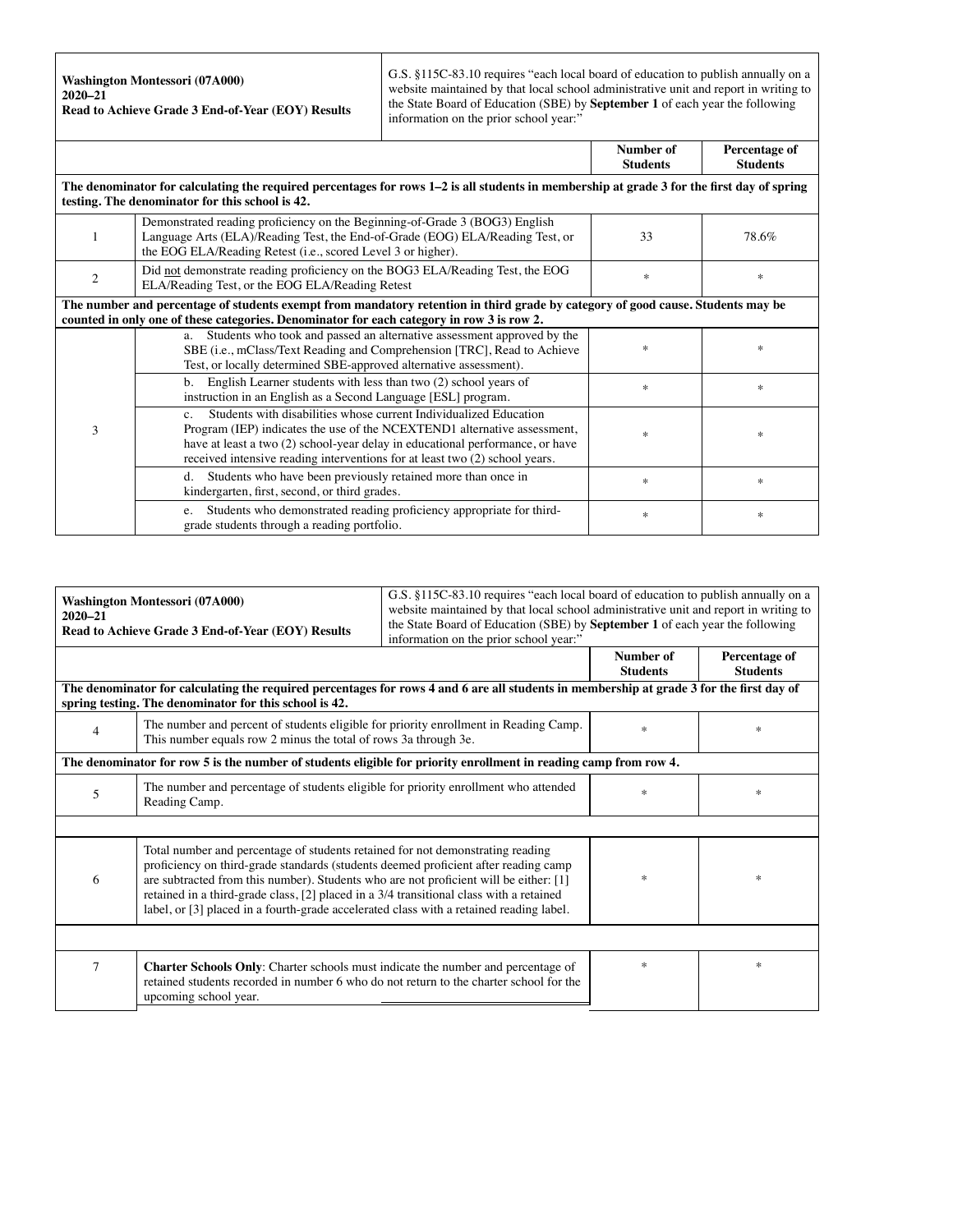| **Washington Montessori (07A000)**<br>**2020–21**<br>**Read to Achieve Grade 3 End-of-Year (EOY) Results** | G.S. §115C-83.10 requires "each local board of education to publish annually on a website maintained by that local school administrative unit and report in writing to the State Board of Education (SBE) by **September 1** of each year the following information on the prior school year:" | | |
|---|---|---|---|
| | | **Number of Students** | **Percentage of Students** |
| **The denominator for calculating the required percentages for rows 1–2 is all students in membership at grade 3 for the first day of spring testing. The denominator for this school is 42.** | | | |
| 1 | Demonstrated reading proficiency on the Beginning-of-Grade 3 (BOG3) English Language Arts (ELA)/Reading Test, the End-of-Grade (EOG) ELA/Reading Test, or the EOG ELA/Reading Retest (i.e., scored Level 3 or higher). | 33 | 78.6% |
| 2 | Did not demonstrate reading proficiency on the BOG3 ELA/Reading Test, the EOG ELA/Reading Test, or the EOG ELA/Reading Retest | * | * |
| **The number and percentage of students exempt from mandatory retention in third grade by category of good cause. Students may be counted in only one of these categories. Denominator for each category in row 3 is row 2.** | | | |
| 3 | a. Students who took and passed an alternative assessment approved by the SBE (i.e., mClass/Text Reading and Comprehension [TRC], Read to Achieve Test, or locally determined SBE-approved alternative assessment). | * | * |
| | b. English Learner students with less than two (2) school years of instruction in an English as a Second Language [ESL] program. | * | * |
| | c. Students with disabilities whose current Individualized Education Program (IEP) indicates the use of the NCEXTEND1 alternative assessment, have at least a two (2) school-year delay in educational performance, or have received intensive reading interventions for at least two (2) school years. | * | * |
| | d. Students who have been previously retained more than once in kindergarten, first, second, or third grades. | * | * |
| | e. Students who demonstrated reading proficiency appropriate for third-grade students through a reading portfolio. | * | * |

| **Washington Montessori (07A000)**<br>**2020–21**<br>**Read to Achieve Grade 3 End-of-Year (EOY) Results** | G.S. §115C-83.10 requires "each local board of education to publish annually on a website maintained by that local school administrative unit and report in writing to the State Board of Education (SBE) by **September 1** of each year the following information on the prior school year:" | | |
|---|---|---|---|
| | | **Number of Students** | **Percentage of Students** |
| **The denominator for calculating the required percentages for rows 4 and 6 are all students in membership at grade 3 for the first day of spring testing. The denominator for this school is 42.** | | | |
| 4 | The number and percent of students eligible for priority enrollment in Reading Camp. This number equals row 2 minus the total of rows 3a through 3e. | * | * |
| **The denominator for row 5 is the number of students eligible for priority enrollment in reading camp from row 4.** | | | |
| 5 | The number and percentage of students eligible for priority enrollment who attended Reading Camp. | * | * |
| | | | |
| 6 | Total number and percentage of students retained for not demonstrating reading proficiency on third-grade standards (students deemed proficient after reading camp are subtracted from this number). Students who are not proficient will be either: [1] retained in a third-grade class, [2] placed in a 3/4 transitional class with a retained label, or [3] placed in a fourth-grade accelerated class with a retained reading label. | * | * |
| | | | |
| 7 | **Charter Schools Only**: Charter schools must indicate the number and percentage of retained students recorded in number 6 who do not return to the charter school for the upcoming school year. | * | * |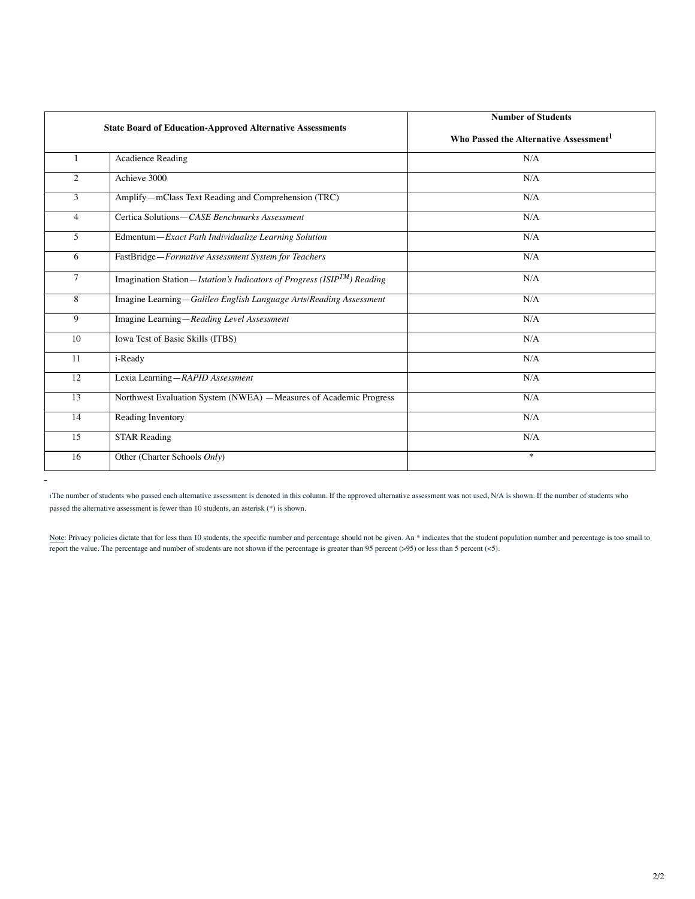| | State Board of Education-Approved Alternative Assessments | Number of Students Who Passed the Alternative Assessment[1] |
|---|---|---|
| 1 | Acadience Reading | N/A |
| 2 | Achieve 3000 | N/A |
| 3 | Amplify—mClass Text Reading and Comprehension (TRC) | N/A |
| 4 | Certica Solutions—*CASE Benchmarks Assessment* | N/A |
| 5 | Edmentum—*Exact Path Individualize Learning Solution* | N/A |
| 6 | FastBridge—*Formative Assessment System for Teachers* | N/A |
| 7 | Imagination Station—*Istation's Indicators of Progress (ISIP™) Reading* | N/A |
| 8 | Imagine Learning—*Galileo English Language Arts/Reading Assessment* | N/A |
| 9 | Imagine Learning—*Reading Level Assessment* | N/A |
| 10 | Iowa Test of Basic Skills (ITBS) | N/A |
| 11 | i-Ready | N/A |
| 12 | Lexia Learning—*RAPID Assessment* | N/A |
| 13 | Northwest Evaluation System (NWEA) —Measures of Academic Progress | N/A |
| 14 | Reading Inventory | N/A |
| 15 | STAR Reading | N/A |
| 16 | Other (Charter Schools *Only*) | * |

[1]The number of students who passed each alternative assessment is denoted in this column. If the approved alternative assessment was not used, N/A is shown. If the number of students who passed the alternative assessment is fewer than 10 students, an asterisk (*) is shown.

Note: Privacy policies dictate that for less than 10 students, the specific number and percentage should not be given. An * indicates that the student population number and percentage is too small to report the value. The percentage and number of students are not shown if the percentage is greater than 95 percent (>95) or less than 5 percent (<5).